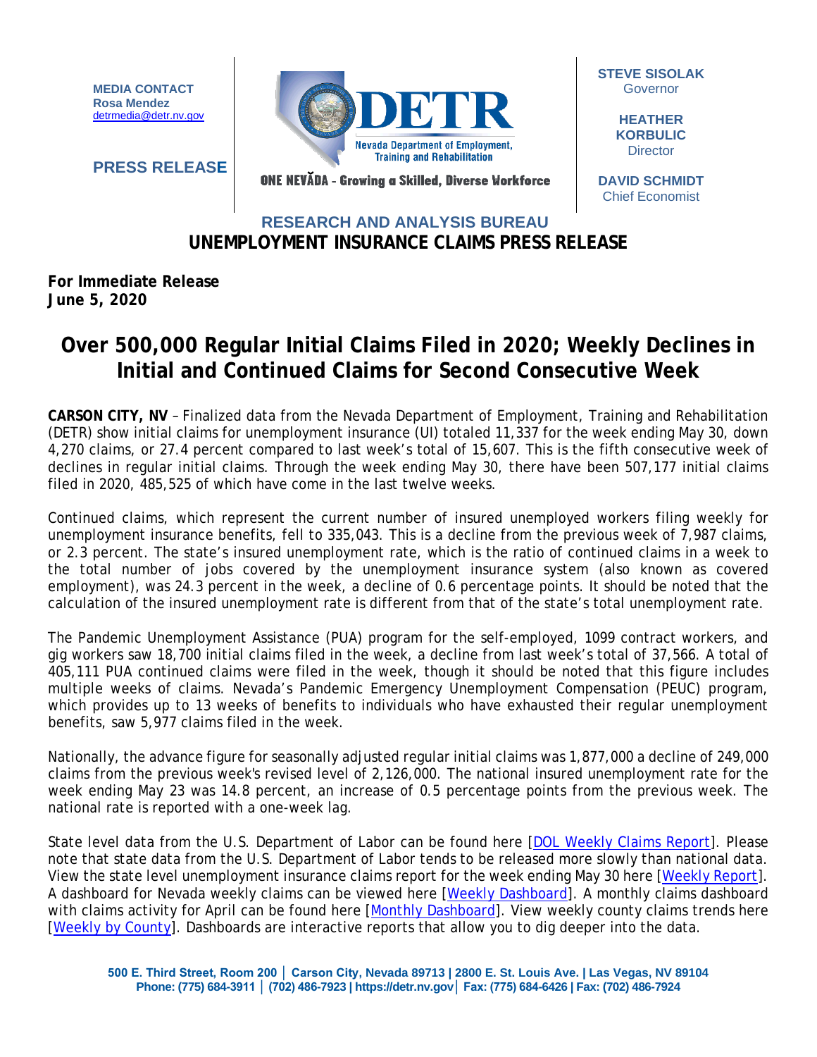**MEDIA CONTACT**
**Rosa Mendez**
detrmedia@detr.nv.gov

**PRESS RELEASE**

DETR
Nevada Department of Employment, Training and Rehabilitation

ONE NEVĂDA - Growing a Skilled, Diverse Workforce

**STEVE SISOLAK**
Governor

**HEATHER KORBULIC**
Director

**DAVID SCHMIDT**
Chief Economist

## RESEARCH AND ANALYSIS BUREAU
## UNEMPLOYMENT INSURANCE CLAIMS PRESS RELEASE

**For Immediate Release**
**June 5, 2020**

# Over 500,000 Regular Initial Claims Filed in 2020; Weekly Declines in Initial and Continued Claims for Second Consecutive Week

**CARSON CITY, NV** – Finalized data from the Nevada Department of Employment, Training and Rehabilitation (DETR) show initial claims for unemployment insurance (UI) totaled 11,337 for the week ending May 30, down 4,270 claims, or 27.4 percent compared to last week's total of 15,607. This is the fifth consecutive week of declines in regular initial claims. Through the week ending May 30, there have been 507,177 initial claims filed in 2020, 485,525 of which have come in the last twelve weeks.

Continued claims, which represent the current number of insured unemployed workers filing weekly for unemployment insurance benefits, fell to 335,043. This is a decline from the previous week of 7,987 claims, or 2.3 percent. The state's insured unemployment rate, which is the ratio of continued claims in a week to the total number of jobs covered by the unemployment insurance system (also known as covered employment), was 24.3 percent in the week, a decline of 0.6 percentage points. It should be noted that the calculation of the insured unemployment rate is different from that of the state's total unemployment rate.

The Pandemic Unemployment Assistance (PUA) program for the self-employed, 1099 contract workers, and gig workers saw 18,700 initial claims filed in the week, a decline from last week's total of 37,566. A total of 405,111 PUA continued claims were filed in the week, though it should be noted that this figure includes multiple weeks of claims. Nevada's Pandemic Emergency Unemployment Compensation (PEUC) program, which provides up to 13 weeks of benefits to individuals who have exhausted their regular unemployment benefits, saw 5,977 claims filed in the week.

Nationally, the advance figure for seasonally adjusted regular initial claims was 1,877,000 a decline of 249,000 claims from the previous week's revised level of 2,126,000. The national insured unemployment rate for the week ending May 23 was 14.8 percent, an increase of 0.5 percentage points from the previous week. The national rate is reported with a one-week lag.

State level data from the U.S. Department of Labor can be found here [DOL Weekly Claims Report]. Please note that state data from the U.S. Department of Labor tends to be released more slowly than national data. View the state level unemployment insurance claims report for the week ending May 30 here [Weekly Report]. A dashboard for Nevada weekly claims can be viewed here [Weekly Dashboard]. A monthly claims dashboard with claims activity for April can be found here [Monthly Dashboard]. View weekly county claims trends here [Weekly by County]. Dashboards are interactive reports that allow you to dig deeper into the data.

500 E. Third Street, Room 200 │ Carson City, Nevada 89713 | 2800 E. St. Louis Ave. | Las Vegas, NV 89104
Phone: (775) 684-3911 │ (702) 486-7923 | https://detr.nv.gov│ Fax: (775) 684-6426 | Fax: (702) 486-7924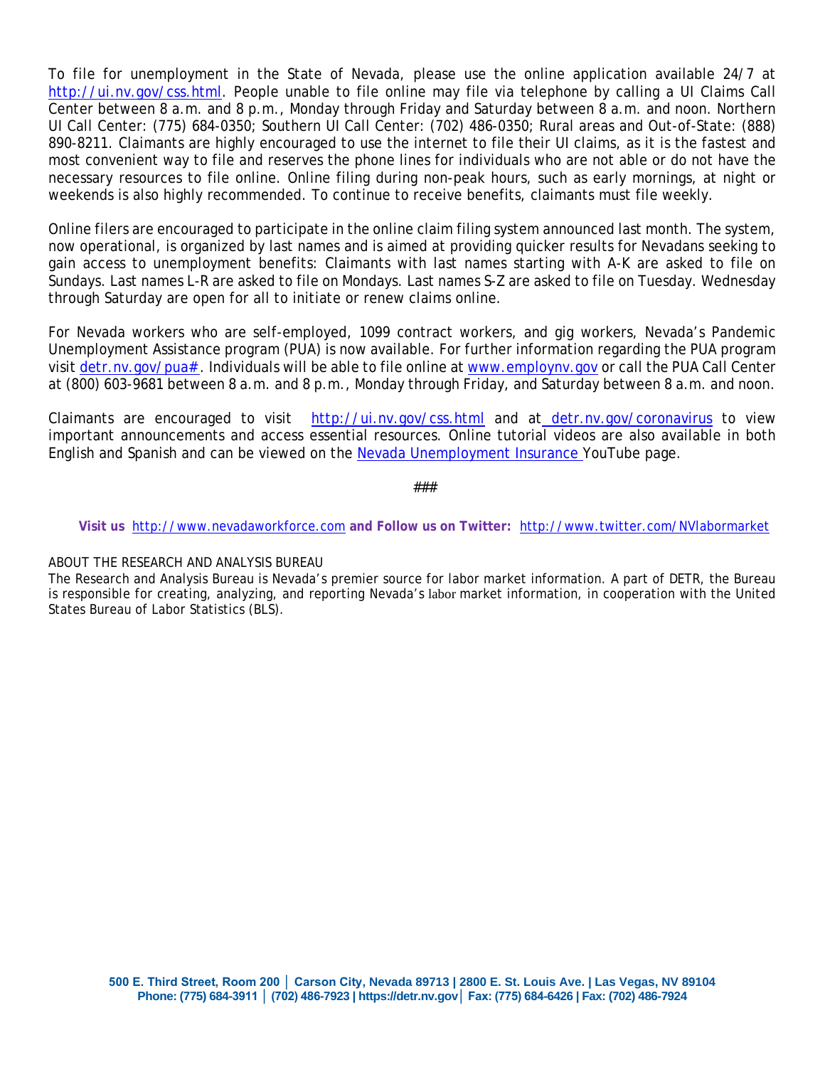To file for unemployment in the State of Nevada, please use the online application available 24/7 at http://ui.nv.gov/css.html. People unable to file online may file via telephone by calling a UI Claims Call Center between 8 a.m. and 8 p.m., Monday through Friday and Saturday between 8 a.m. and noon. Northern UI Call Center: (775) 684-0350; Southern UI Call Center: (702) 486-0350; Rural areas and Out-of-State: (888) 890-8211. Claimants are highly encouraged to use the internet to file their UI claims, as it is the fastest and most convenient way to file and reserves the phone lines for individuals who are not able or do not have the necessary resources to file online. Online filing during non-peak hours, such as early mornings, at night or weekends is also highly recommended. To continue to receive benefits, claimants must file weekly.

Online filers are encouraged to participate in the online claim filing system announced last month. The system, now operational, is organized by last names and is aimed at providing quicker results for Nevadans seeking to gain access to unemployment benefits: Claimants with last names starting with A-K are asked to file on Sundays. Last names L-R are asked to file on Mondays. Last names S-Z are asked to file on Tuesday. Wednesday through Saturday are open for all to initiate or renew claims online.

For Nevada workers who are self-employed, 1099 contract workers, and gig workers, Nevada's Pandemic Unemployment Assistance program (PUA) is now available. For further information regarding the PUA program visit detr.nv.gov/pua#. Individuals will be able to file online at www.employnv.gov or call the PUA Call Center at (800) 603-9681 between 8 a.m. and 8 p.m., Monday through Friday, and Saturday between 8 a.m. and noon.

Claimants are encouraged to visit http://ui.nv.gov/css.html and at detr.nv.gov/coronavirus to view important announcements and access essential resources. Online tutorial videos are also available in both English and Spanish and can be viewed on the Nevada Unemployment Insurance YouTube page.

###

**Visit us** http://www.nevadaworkforce.com **and Follow us on Twitter:** http://www.twitter.com/NVlabormarket

ABOUT THE RESEARCH AND ANALYSIS BUREAU

The Research and Analysis Bureau is Nevada's premier source for labor market information. A part of DETR, the Bureau is responsible for creating, analyzing, and reporting Nevada's labor market information, in cooperation with the United States Bureau of Labor Statistics (BLS).

**500 E. Third Street, Room 200 │ Carson City, Nevada 89713 | 2800 E. St. Louis Ave. | Las Vegas, NV 89104**
**Phone: (775) 684-3911 │ (702) 486-7923 | https://detr.nv.gov│ Fax: (775) 684-6426 | Fax: (702) 486-7924**